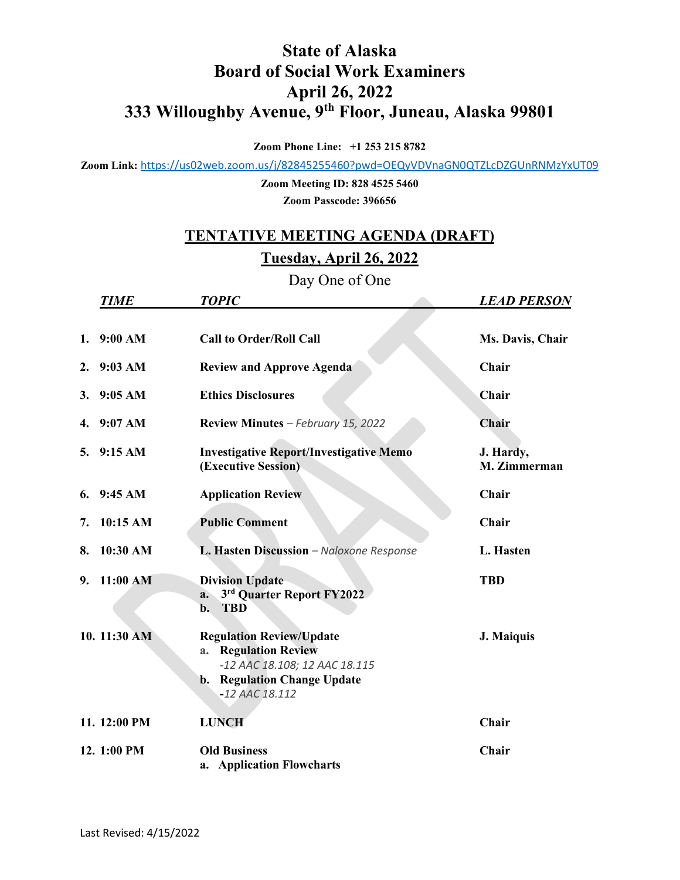# State of Alaska
# Board of Social Work Examiners
# April 26, 2022
# 333 Willoughby Avenue, 9th Floor, Juneau, Alaska 99801

**Zoom Phone Line: +1 253 215 8782**

**Zoom Link:** https://us02web.zoom.us/j/82845255460?pwd=OEQyVDVnaGN0QTZLcDZGUnRNMzYxUT09

**Zoom Meeting ID: 828 4525 5460**

**Zoom Passcode: 396656**

## TENTATIVE MEETING AGENDA (DRAFT)

## Tuesday, April 26, 2022

Day One of One

| | *TIME* | *TOPIC* | *LEAD PERSON* |
|---|---|---|---|
| 1. | **9:00 AM** | **Call to Order/Roll Call** | **Ms. Davis, Chair** |
| 2. | **9:03 AM** | **Review and Approve Agenda** | **Chair** |
| 3. | **9:05 AM** | **Ethics Disclosures** | **Chair** |
| 4. | **9:07 AM** | **Review Minutes** – *February 15, 2022* | **Chair** |
| 5. | **9:15 AM** | **Investigative Report/Investigative Memo (Executive Session)** | **J. Hardy, M. Zimmerman** |
| 6. | **9:45 AM** | **Application Review** | **Chair** |
| 7. | **10:15 AM** | **Public Comment** | **Chair** |
| 8. | **10:30 AM** | **L. Hasten Discussion** – *Naloxone Response* | **L. Hasten** |
| 9. | **11:00 AM** | **Division Update**<br>a. **3rd Quarter Report FY2022**<br>b. **TBD** | **TBD** |
| 10. | **11:30 AM** | **Regulation Review/Update**<br>a. **Regulation Review**<br>*-12 AAC 18.108; 12 AAC 18.115*<br>b. **Regulation Change Update**<br>*-12 AAC 18.112* | **J. Maiquis** |
| 11. | **12:00 PM** | **LUNCH** | **Chair** |
| 12. | **1:00 PM** | **Old Business**<br>a. **Application Flowcharts** | **Chair** |

Last Revised: 4/15/2022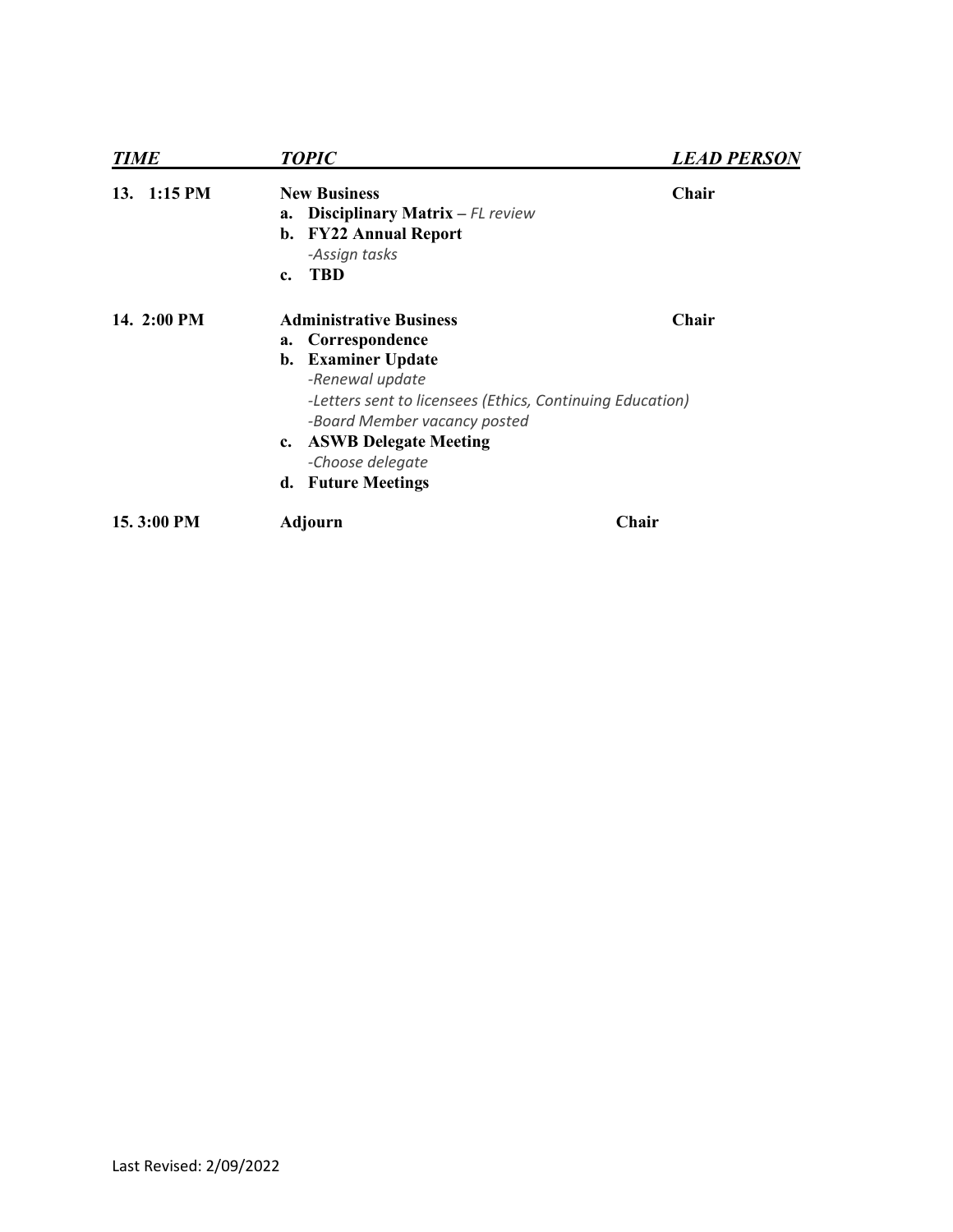| ***TIME*** | ***TOPIC*** | ***LEAD PERSON*** |
| --- | --- | --- |
| **13. 1:15 PM** | **New Business**<br>a. **Disciplinary Matrix** – *FL review*<br>b. **FY22 Annual Report**<br>*-Assign tasks*<br>c. **TBD** | **Chair** |
| **14. 2:00 PM** | **Administrative Business**<br>a. **Correspondence**<br>b. **Examiner Update**<br>*-Renewal update*<br>*-Letters sent to licensees (Ethics, Continuing Education)*<br>*-Board Member vacancy posted*<br>c. **ASWB Delegate Meeting**<br>*-Choose delegate*<br>d. **Future Meetings** | **Chair** |
| **15. 3:00 PM** | **Adjourn** | **Chair** |

Last Revised: 2/09/2022